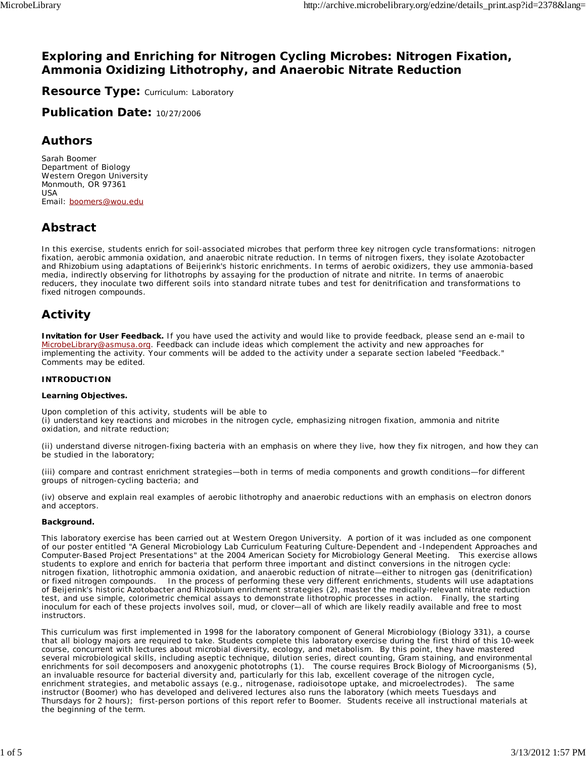# Exploring and Enriching for Nitrogen Cycling Microbes: Nitrogen Fixation, Ammonia Oxidizing Lithotrophy, and Anaerobic Nitrate Reduction

## Resource Type: Curriculum: Laboratory

## Publication Date: 10/27/2006

## Authors

Sarah Boomer
Department of Biology
Western Oregon University
Monmouth, OR 97361
USA
Email: boomers@wou.edu

## Abstract

In this exercise, students enrich for soil-associated microbes that perform three key nitrogen cycle transformations: nitrogen fixation, aerobic ammonia oxidation, and anaerobic nitrate reduction. In terms of nitrogen fixers, they isolate Azotobacter and Rhizobium using adaptations of Beijerink's historic enrichments. In terms of aerobic oxidizers, they use ammonia-based media, indirectly observing for lithotrophs by assaying for the production of nitrate and nitrite. In terms of anaerobic reducers, they inoculate two different soils into standard nitrate tubes and test for denitrification and transformations to fixed nitrogen compounds.

## Activity

**Invitation for User Feedback.** If you have used the activity and would like to provide feedback, please send an e-mail to MicrobeLibrary@asmusa.org. Feedback can include ideas which complement the activity and new approaches for implementing the activity. Your comments will be added to the activity under a separate section labeled "Feedback." Comments may be edited.

**INTRODUCTION**

**Learning Objectives.**

Upon completion of this activity, students will be able to
(i) understand key reactions and microbes in the nitrogen cycle, emphasizing nitrogen fixation, ammonia and nitrite oxidation, and nitrate reduction;

(ii) understand diverse nitrogen-fixing bacteria with an emphasis on where they live, how they fix nitrogen, and how they can be studied in the laboratory;

(iii) compare and contrast enrichment strategies—both in terms of media components and growth conditions—for different groups of nitrogen-cycling bacteria; and

(iv) observe and explain real examples of aerobic lithotrophy and anaerobic reductions with an emphasis on electron donors and acceptors.

**Background.**

This laboratory exercise has been carried out at Western Oregon University. A portion of it was included as one component of our poster entitled "A General Microbiology Lab Curriculum Featuring Culture-Dependent and -Independent Approaches and Computer-Based Project Presentations" at the 2004 American Society for Microbiology General Meeting. This exercise allows students to explore and enrich for bacteria that perform three important and distinct conversions in the nitrogen cycle: nitrogen fixation, lithotrophic ammonia oxidation, and anaerobic reduction of nitrate—either to nitrogen gas (denitrification) or fixed nitrogen compounds. In the process of performing these very different enrichments, students will use adaptations of Beijerink's historic Azotobacter and Rhizobium enrichment strategies (2), master the medically-relevant nitrate reduction test, and use simple, colorimetric chemical assays to demonstrate lithotrophic processes in action. Finally, the starting inoculum for each of these projects involves soil, mud, or clover—all of which are likely readily available and free to most instructors.

This curriculum was first implemented in 1998 for the laboratory component of General Microbiology (Biology 331), a course that all biology majors are required to take. Students complete this laboratory exercise during the first third of this 10-week course, concurrent with lectures about microbial diversity, ecology, and metabolism. By this point, they have mastered several microbiological skills, including aseptic technique, dilution series, direct counting, Gram staining, and environmental enrichments for soil decomposers and anoxygenic phototrophs (1). The course requires Brock Biology of Microorganisms (5), an invaluable resource for bacterial diversity and, particularly for this lab, excellent coverage of the nitrogen cycle, enrichment strategies, and metabolic assays (e.g., nitrogenase, radioisotope uptake, and microelectrodes). The same instructor (Boomer) who has developed and delivered lectures also runs the laboratory (which meets Tuesdays and Thursdays for 2 hours); first-person portions of this report refer to Boomer. Students receive all instructional materials at the beginning of the term.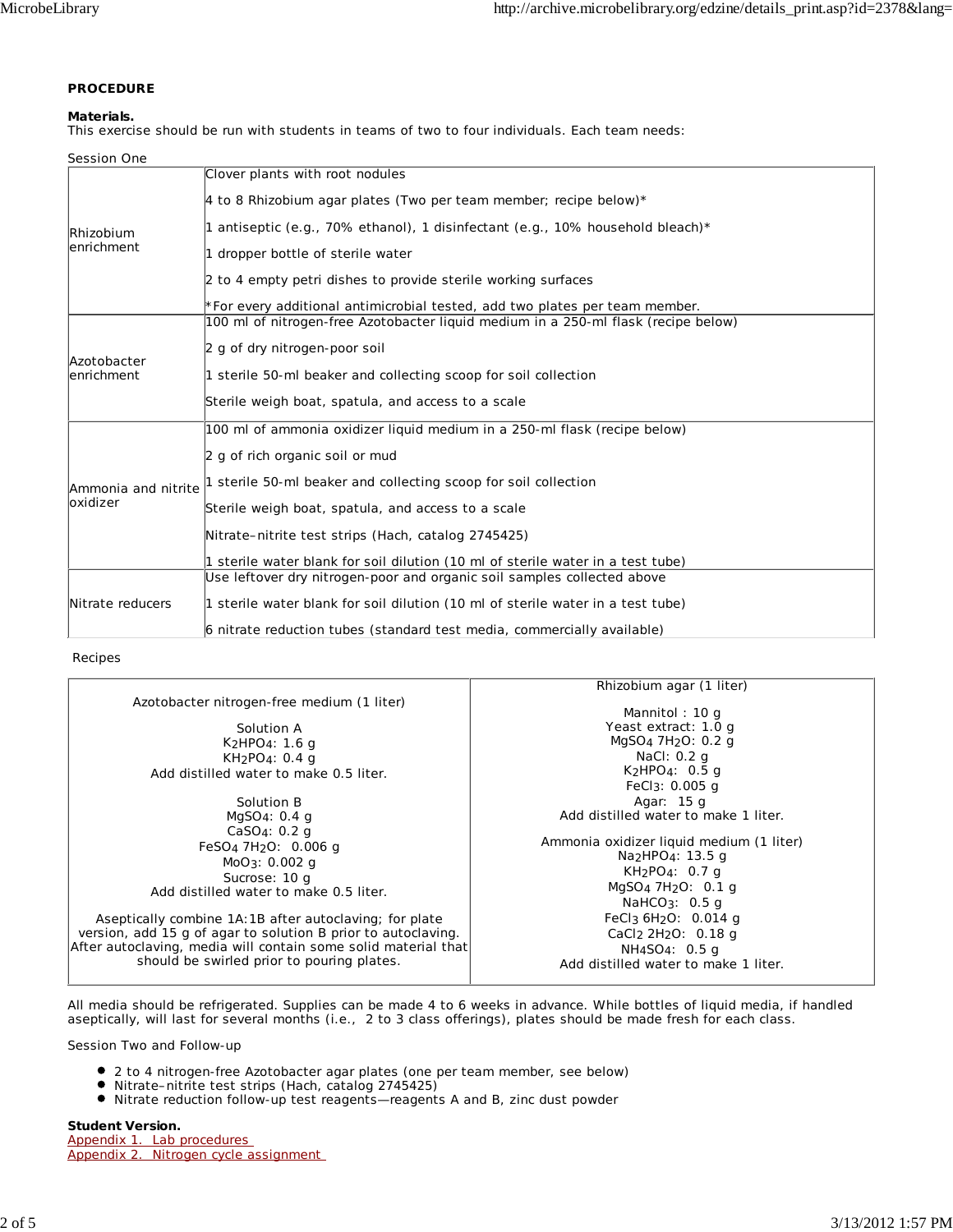**PROCEDURE**

**Materials.**
This exercise should be run with students in teams of two to four individuals. Each team needs:

Session One

| | |
|---|---|
| Rhizobium enrichment | Clover plants with root nodules<br><br>4 to 8 Rhizobium agar plates (Two per team member; recipe below)*<br><br>1 antiseptic (e.g., 70% ethanol), 1 disinfectant (e.g., 10% household bleach)*<br><br>1 dropper bottle of sterile water<br><br>2 to 4 empty petri dishes to provide sterile working surfaces<br><br>*For every additional antimicrobial tested, add two plates per team member. |
| Azotobacter enrichment | 100 ml of nitrogen-free Azotobacter liquid medium in a 250-ml flask (recipe below)<br><br>2 g of dry nitrogen-poor soil<br><br>1 sterile 50-ml beaker and collecting scoop for soil collection<br><br>Sterile weigh boat, spatula, and access to a scale |
| Ammonia and nitrite oxidizer | 100 ml of ammonia oxidizer liquid medium in a 250-ml flask (recipe below)<br><br>2 g of rich organic soil or mud<br><br>1 sterile 50-ml beaker and collecting scoop for soil collection<br><br>Sterile weigh boat, spatula, and access to a scale<br><br>Nitrate–nitrite test strips (Hach, catalog 2745425)<br><br>1 sterile water blank for soil dilution (10 ml of sterile water in a test tube) |
| Nitrate reducers | Use leftover dry nitrogen-poor and organic soil samples collected above<br><br>1 sterile water blank for soil dilution (10 ml of sterile water in a test tube)<br><br>6 nitrate reduction tubes (standard test media, commercially available) |

Recipes

| Azotobacter nitrogen-free medium (1 liter) | Rhizobium agar (1 liter) |
|---|---|
| Solution A<br>$K_2HPO_4$: 1.6 g<br>$KH_2PO_4$: 0.4 g<br>Add distilled water to make 0.5 liter.<br><br>Solution B<br>$MgSO_4$: 0.4 g<br>$CaSO_4$: 0.2 g<br>$FeSO_4\ 7H_2O$: 0.006 g<br>$MoO_3$: 0.002 g<br>Sucrose: 10 g<br>Add distilled water to make 0.5 liter.<br><br>Aseptically combine 1A:1B after autoclaving; for plate version, add 15 g of agar to solution B prior to autoclaving. After autoclaving, media will contain some solid material that should be swirled prior to pouring plates. | Mannitol : 10 g<br>Yeast extract: 1.0 g<br>$MgSO_4\ 7H_2O$: 0.2 g<br>NaCl: 0.2 g<br>$K_2HPO_4$: 0.5 g<br>$FeCl_3$: 0.005 g<br>Agar: 15 g<br>Add distilled water to make 1 liter.<br><br>Ammonia oxidizer liquid medium (1 liter)<br>$Na_2HPO_4$: 13.5 g<br>$KH_2PO_4$: 0.7 g<br>$MgSO_4\ 7H_2O$: 0.1 g<br>$NaHCO_3$: 0.5 g<br>$FeCl_3\ 6H_2O$: 0.014 g<br>$CaCl_2\ 2H_2O$: 0.18 g<br>$NH_4SO_4$: 0.5 g<br>Add distilled water to make 1 liter. |

All media should be refrigerated. Supplies can be made 4 to 6 weeks in advance. While bottles of liquid media, if handled aseptically, will last for several months (i.e., 2 to 3 class offerings), plates should be made fresh for each class.

Session Two and Follow-up

- 2 to 4 nitrogen-free Azotobacter agar plates (one per team member, see below)
- Nitrate–nitrite test strips (Hach, catalog 2745425)
- Nitrate reduction follow-up test reagents—reagents A and B, zinc dust powder

**Student Version.**
Appendix 1. Lab procedures
Appendix 2. Nitrogen cycle assignment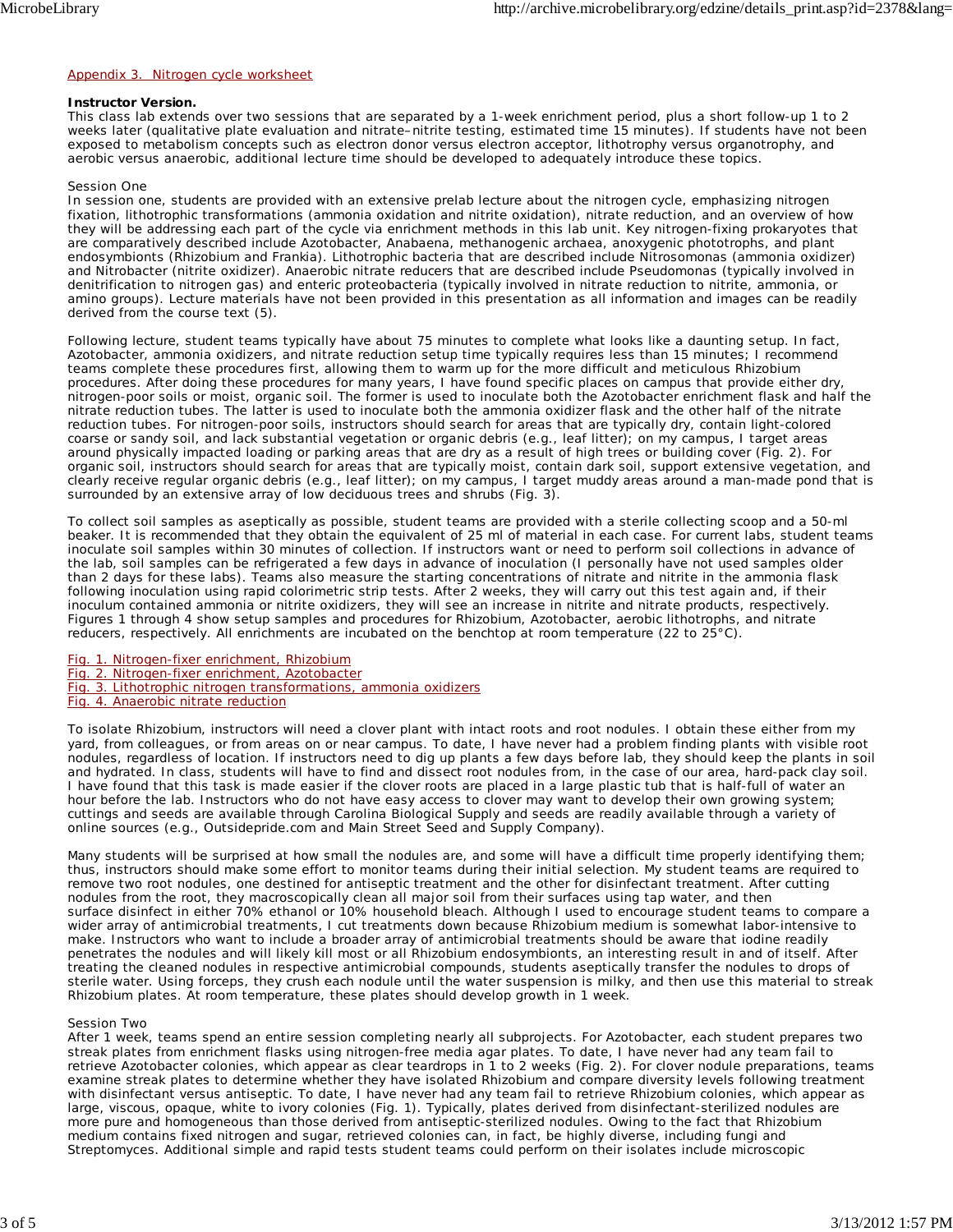Appendix 3. Nitrogen cycle worksheet

**Instructor Version.**
This class lab extends over two sessions that are separated by a 1-week enrichment period, plus a short follow-up 1 to 2 weeks later (qualitative plate evaluation and nitrate–nitrite testing, estimated time 15 minutes). If students have not been exposed to metabolism concepts such as electron donor versus electron acceptor, lithotrophy versus organotrophy, and aerobic versus anaerobic, additional lecture time should be developed to adequately introduce these topics.

Session One
In session one, students are provided with an extensive prelab lecture about the nitrogen cycle, emphasizing nitrogen fixation, lithotrophic transformations (ammonia oxidation and nitrite oxidation), nitrate reduction, and an overview of how they will be addressing each part of the cycle via enrichment methods in this lab unit. Key nitrogen-fixing prokaryotes that are comparatively described include Azotobacter, Anabaena, methanogenic archaea, anoxygenic phototrophs, and plant endosymbionts (Rhizobium and Frankia). Lithotrophic bacteria that are described include Nitrosomonas (ammonia oxidizer) and Nitrobacter (nitrite oxidizer). Anaerobic nitrate reducers that are described include Pseudomonas (typically involved in denitrification to nitrogen gas) and enteric proteobacteria (typically involved in nitrate reduction to nitrite, ammonia, or amino groups). Lecture materials have not been provided in this presentation as all information and images can be readily derived from the course text (5).

Following lecture, student teams typically have about 75 minutes to complete what looks like a daunting setup. In fact, Azotobacter, ammonia oxidizers, and nitrate reduction setup time typically requires less than 15 minutes; I recommend teams complete these procedures first, allowing them to warm up for the more difficult and meticulous Rhizobium procedures. After doing these procedures for many years, I have found specific places on campus that provide either dry, nitrogen-poor soils or moist, organic soil. The former is used to inoculate both the Azotobacter enrichment flask and half the nitrate reduction tubes. The latter is used to inoculate both the ammonia oxidizer flask and the other half of the nitrate reduction tubes. For nitrogen-poor soils, instructors should search for areas that are typically dry, contain light-colored coarse or sandy soil, and lack substantial vegetation or organic debris (e.g., leaf litter); on my campus, I target areas around physically impacted loading or parking areas that are dry as a result of high trees or building cover (Fig. 2). For organic soil, instructors should search for areas that are typically moist, contain dark soil, support extensive vegetation, and clearly receive regular organic debris (e.g., leaf litter); on my campus, I target muddy areas around a man-made pond that is surrounded by an extensive array of low deciduous trees and shrubs (Fig. 3).

To collect soil samples as aseptically as possible, student teams are provided with a sterile collecting scoop and a 50-ml beaker. It is recommended that they obtain the equivalent of 25 ml of material in each case. For current labs, student teams inoculate soil samples within 30 minutes of collection. If instructors want or need to perform soil collections in advance of the lab, soil samples can be refrigerated a few days in advance of inoculation (I personally have not used samples older than 2 days for these labs). Teams also measure the starting concentrations of nitrate and nitrite in the ammonia flask following inoculation using rapid colorimetric strip tests. After 2 weeks, they will carry out this test again and, if their inoculum contained ammonia or nitrite oxidizers, they will see an increase in nitrite and nitrate products, respectively. Figures 1 through 4 show setup samples and procedures for Rhizobium, Azotobacter, aerobic lithotrophs, and nitrate reducers, respectively. All enrichments are incubated on the benchtop at room temperature (22 to 25°C).

Fig. 1. Nitrogen-fixer enrichment, Rhizobium
Fig. 2. Nitrogen-fixer enrichment, Azotobacter
Fig. 3. Lithotrophic nitrogen transformations, ammonia oxidizers
Fig. 4. Anaerobic nitrate reduction

To isolate Rhizobium, instructors will need a clover plant with intact roots and root nodules. I obtain these either from my yard, from colleagues, or from areas on or near campus. To date, I have never had a problem finding plants with visible root nodules, regardless of location. If instructors need to dig up plants a few days before lab, they should keep the plants in soil and hydrated. In class, students will have to find and dissect root nodules from, in the case of our area, hard-pack clay soil. I have found that this task is made easier if the clover roots are placed in a large plastic tub that is half-full of water an hour before the lab. Instructors who do not have easy access to clover may want to develop their own growing system; cuttings and seeds are available through Carolina Biological Supply and seeds are readily available through a variety of online sources (e.g., Outsidepride.com and Main Street Seed and Supply Company).

Many students will be surprised at how small the nodules are, and some will have a difficult time properly identifying them; thus, instructors should make some effort to monitor teams during their initial selection. My student teams are required to remove two root nodules, one destined for antiseptic treatment and the other for disinfectant treatment. After cutting nodules from the root, they macroscopically clean all major soil from their surfaces using tap water, and then surface disinfect in either 70% ethanol or 10% household bleach. Although I used to encourage student teams to compare a wider array of antimicrobial treatments, I cut treatments down because Rhizobium medium is somewhat labor-intensive to make. Instructors who want to include a broader array of antimicrobial treatments should be aware that iodine readily penetrates the nodules and will likely kill most or all Rhizobium endosymbionts, an interesting result in and of itself. After treating the cleaned nodules in respective antimicrobial compounds, students aseptically transfer the nodules to drops of sterile water. Using forceps, they crush each nodule until the water suspension is milky, and then use this material to streak Rhizobium plates. At room temperature, these plates should develop growth in 1 week.

Session Two
After 1 week, teams spend an entire session completing nearly all subprojects. For Azotobacter, each student prepares two streak plates from enrichment flasks using nitrogen-free media agar plates. To date, I have never had any team fail to retrieve Azotobacter colonies, which appear as clear teardrops in 1 to 2 weeks (Fig. 2). For clover nodule preparations, teams examine streak plates to determine whether they have isolated Rhizobium and compare diversity levels following treatment with disinfectant versus antiseptic. To date, I have never had any team fail to retrieve Rhizobium colonies, which appear as large, viscous, opaque, white to ivory colonies (Fig. 1). Typically, plates derived from disinfectant-sterilized nodules are more pure and homogeneous than those derived from antiseptic-sterilized nodules. Owing to the fact that Rhizobium medium contains fixed nitrogen and sugar, retrieved colonies can, in fact, be highly diverse, including fungi and Streptomyces. Additional simple and rapid tests student teams could perform on their isolates include microscopic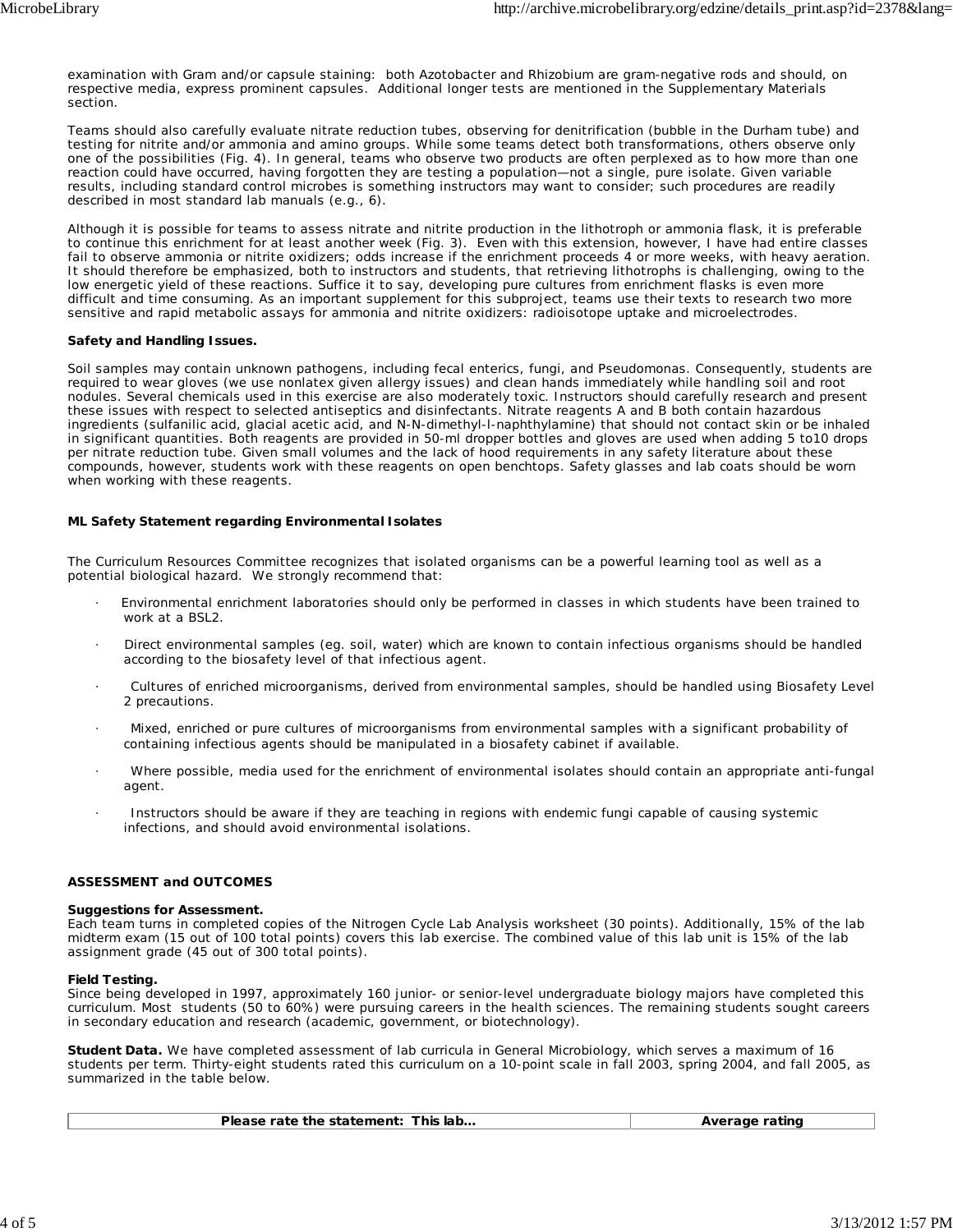examination with Gram and/or capsule staining: both Azotobacter and Rhizobium are gram-negative rods and should, on respective media, express prominent capsules. Additional longer tests are mentioned in the Supplementary Materials section.

Teams should also carefully evaluate nitrate reduction tubes, observing for denitrification (bubble in the Durham tube) and testing for nitrite and/or ammonia and amino groups. While some teams detect both transformations, others observe only one of the possibilities (Fig. 4). In general, teams who observe two products are often perplexed as to how more than one reaction could have occurred, having forgotten they are testing a population—not a single, pure isolate. Given variable results, including standard control microbes is something instructors may want to consider; such procedures are readily described in most standard lab manuals (e.g., 6).

Although it is possible for teams to assess nitrate and nitrite production in the lithotroph or ammonia flask, it is preferable to continue this enrichment for at least another week (Fig. 3). Even with this extension, however, I have had entire classes fail to observe ammonia or nitrite oxidizers; odds increase if the enrichment proceeds 4 or more weeks, with heavy aeration. It should therefore be emphasized, both to instructors and students, that retrieving lithotrophs is challenging, owing to the low energetic yield of these reactions. Suffice it to say, developing pure cultures from enrichment flasks is even more difficult and time consuming. As an important supplement for this subproject, teams use their texts to research two more sensitive and rapid metabolic assays for ammonia and nitrite oxidizers: radioisotope uptake and microelectrodes.

**Safety and Handling Issues.**

Soil samples may contain unknown pathogens, including fecal enterics, fungi, and Pseudomonas. Consequently, students are required to wear gloves (we use nonlatex given allergy issues) and clean hands immediately while handling soil and root nodules. Several chemicals used in this exercise are also moderately toxic. Instructors should carefully research and present these issues with respect to selected antiseptics and disinfectants. Nitrate reagents A and B both contain hazardous ingredients (sulfanilic acid, glacial acetic acid, and N-N-dimethyl-l-naphthylamine) that should not contact skin or be inhaled in significant quantities. Both reagents are provided in 50-ml dropper bottles and gloves are used when adding 5 to10 drops per nitrate reduction tube. Given small volumes and the lack of hood requirements in any safety literature about these compounds, however, students work with these reagents on open benchtops. Safety glasses and lab coats should be worn when working with these reagents.

**ML Safety Statement regarding Environmental Isolates**

The Curriculum Resources Committee recognizes that isolated organisms can be a powerful learning tool as well as a potential biological hazard. We strongly recommend that:

- Environmental enrichment laboratories should only be performed in classes in which students have been trained to work at a BSL2.
- Direct environmental samples (eg. soil, water) which are known to contain infectious organisms should be handled according to the biosafety level of that infectious agent.
- Cultures of enriched microorganisms, derived from environmental samples, should be handled using Biosafety Level 2 precautions.
- Mixed, enriched or pure cultures of microorganisms from environmental samples with a significant probability of containing infectious agents should be manipulated in a biosafety cabinet if available.
- Where possible, media used for the enrichment of environmental isolates should contain an appropriate anti-fungal agent.
- Instructors should be aware if they are teaching in regions with endemic fungi capable of causing systemic infections, and should avoid environmental isolations.

## ASSESSMENT and OUTCOMES

**Suggestions for Assessment.**
Each team turns in completed copies of the Nitrogen Cycle Lab Analysis worksheet (30 points). Additionally, 15% of the lab midterm exam (15 out of 100 total points) covers this lab exercise. The combined value of this lab unit is 15% of the lab assignment grade (45 out of 300 total points).

**Field Testing.**
Since being developed in 1997, approximately 160 junior- or senior-level undergraduate biology majors have completed this curriculum. Most students (50 to 60%) were pursuing careers in the health sciences. The remaining students sought careers in secondary education and research (academic, government, or biotechnology).

**Student Data.** We have completed assessment of lab curricula in General Microbiology, which serves a maximum of 16 students per term. Thirty-eight students rated this curriculum on a 10-point scale in fall 2003, spring 2004, and fall 2005, as summarized in the table below.

| Please rate the statement: This lab... | Average rating |
|---|---|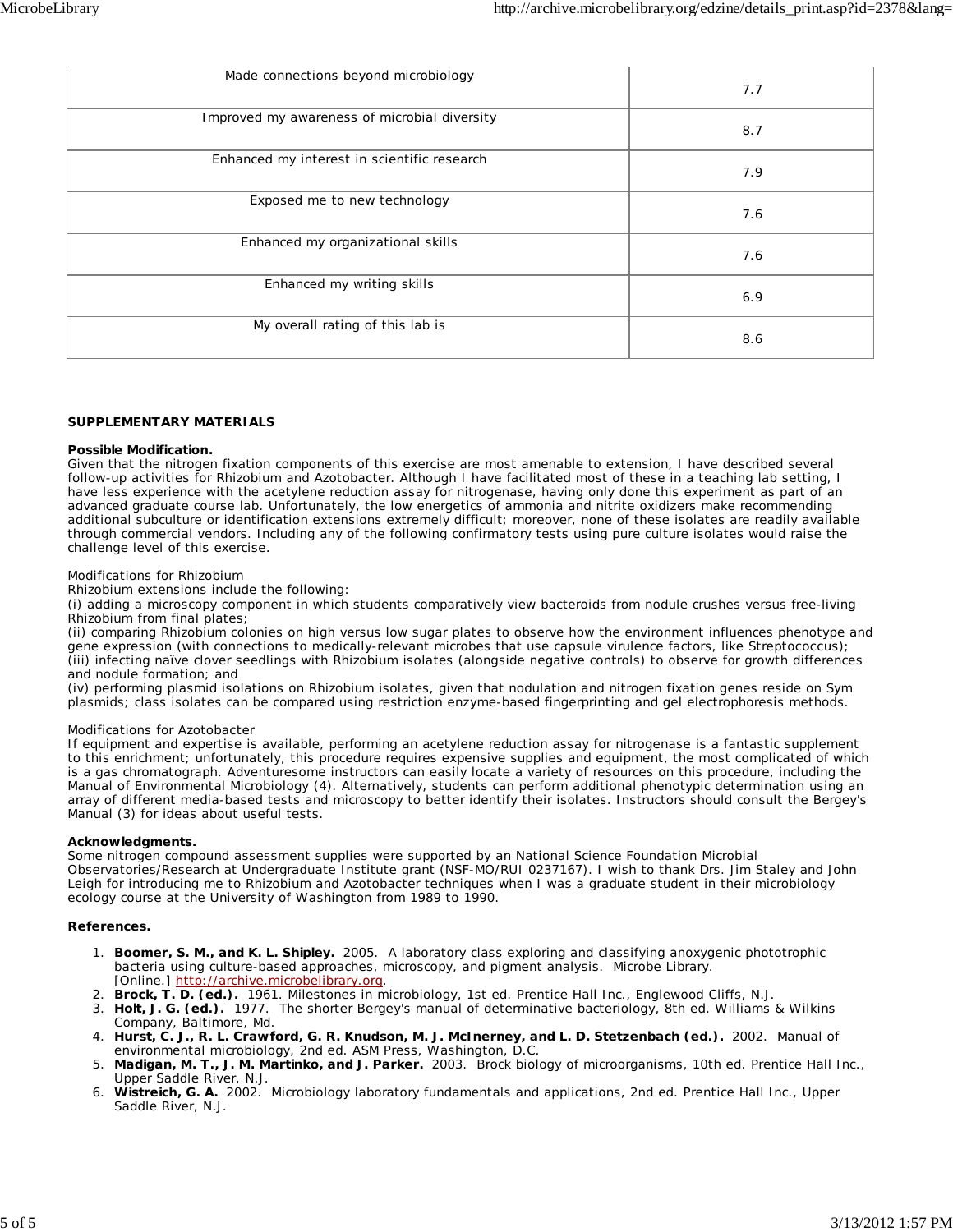| | |
|---|---|
| Made connections beyond microbiology | 7.7 |
| Improved my awareness of microbial diversity | 8.7 |
| Enhanced my interest in scientific research | 7.9 |
| Exposed me to new technology | 7.6 |
| Enhanced my organizational skills | 7.6 |
| Enhanced my writing skills | 6.9 |
| My overall rating of this lab is | 8.6 |

**SUPPLEMENTARY MATERIALS**

**Possible Modification.**

Given that the nitrogen fixation components of this exercise are most amenable to extension, I have described several follow-up activities for Rhizobium and Azotobacter. Although I have facilitated most of these in a teaching lab setting, I have less experience with the acetylene reduction assay for nitrogenase, having only done this experiment as part of an advanced graduate course lab. Unfortunately, the low energetics of ammonia and nitrite oxidizers make recommending additional subculture or identification extensions extremely difficult; moreover, none of these isolates are readily available through commercial vendors. Including any of the following confirmatory tests using pure culture isolates would raise the challenge level of this exercise.

Modifications for Rhizobium

Rhizobium extensions include the following:

(i) adding a microscopy component in which students comparatively view bacteroids from nodule crushes versus free-living Rhizobium from final plates;
(ii) comparing Rhizobium colonies on high versus low sugar plates to observe how the environment influences phenotype and gene expression (with connections to medically-relevant microbes that use capsule virulence factors, like Streptococcus);
(iii) infecting naïve clover seedlings with Rhizobium isolates (alongside negative controls) to observe for growth differences and nodule formation; and
(iv) performing plasmid isolations on Rhizobium isolates, given that nodulation and nitrogen fixation genes reside on Sym plasmids; class isolates can be compared using restriction enzyme-based fingerprinting and gel electrophoresis methods.

Modifications for Azotobacter

If equipment and expertise is available, performing an acetylene reduction assay for nitrogenase is a fantastic supplement to this enrichment; unfortunately, this procedure requires expensive supplies and equipment, the most complicated of which is a gas chromatograph. Adventuresome instructors can easily locate a variety of resources on this procedure, including the Manual of Environmental Microbiology (4). Alternatively, students can perform additional phenotypic determination using an array of different media-based tests and microscopy to better identify their isolates. Instructors should consult the Bergey's Manual (3) for ideas about useful tests.

**Acknowledgments.**

Some nitrogen compound assessment supplies were supported by an National Science Foundation Microbial Observatories/Research at Undergraduate Institute grant (NSF-MO/RUI 0237167). I wish to thank Drs. Jim Staley and John Leigh for introducing me to Rhizobium and Azotobacter techniques when I was a graduate student in their microbiology ecology course at the University of Washington from 1989 to 1990.

**References.**

1. **Boomer, S. M., and K. L. Shipley.** 2005. A laboratory class exploring and classifying anoxygenic phototrophic bacteria using culture-based approaches, microscopy, and pigment analysis. Microbe Library. [Online.] http://archive.microbelibrary.org.
2. **Brock, T. D. (ed.).** 1961. Milestones in microbiology, 1st ed. Prentice Hall Inc., Englewood Cliffs, N.J.
3. **Holt, J. G. (ed.).** 1977. The shorter Bergey's manual of determinative bacteriology, 8th ed. Williams & Wilkins Company, Baltimore, Md.
4. **Hurst, C. J., R. L. Crawford, G. R. Knudson, M. J. McInerney, and L. D. Stetzenbach (ed.).** 2002. Manual of environmental microbiology, 2nd ed. ASM Press, Washington, D.C.
5. **Madigan, M. T., J. M. Martinko, and J. Parker.** 2003. Brock biology of microorganisms, 10th ed. Prentice Hall Inc., Upper Saddle River, N.J.
6. **Wistreich, G. A.** 2002. Microbiology laboratory fundamentals and applications, 2nd ed. Prentice Hall Inc., Upper Saddle River, N.J.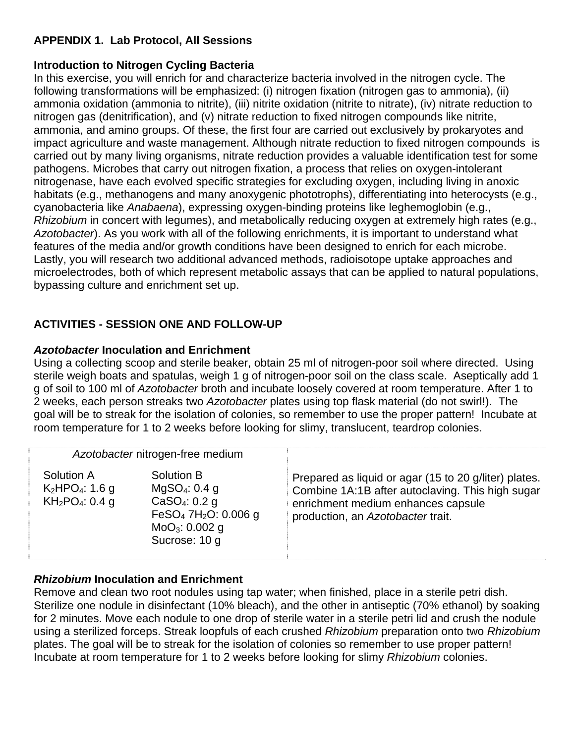**APPENDIX 1. Lab Protocol, All Sessions**

**Introduction to Nitrogen Cycling Bacteria**

In this exercise, you will enrich for and characterize bacteria involved in the nitrogen cycle. The following transformations will be emphasized: (i) nitrogen fixation (nitrogen gas to ammonia), (ii) ammonia oxidation (ammonia to nitrite), (iii) nitrite oxidation (nitrite to nitrate), (iv) nitrate reduction to nitrogen gas (denitrification), and (v) nitrate reduction to fixed nitrogen compounds like nitrite, ammonia, and amino groups. Of these, the first four are carried out exclusively by prokaryotes and impact agriculture and waste management. Although nitrate reduction to fixed nitrogen compounds is carried out by many living organisms, nitrate reduction provides a valuable identification test for some pathogens. Microbes that carry out nitrogen fixation, a process that relies on oxygen-intolerant nitrogenase, have each evolved specific strategies for excluding oxygen, including living in anoxic habitats (e.g., methanogens and many anoxygenic phototrophs), differentiating into heterocysts (e.g., cyanobacteria like *Anabaena*), expressing oxygen-binding proteins like leghemoglobin (e.g., *Rhizobium* in concert with legumes), and metabolically reducing oxygen at extremely high rates (e.g., *Azotobacter*). As you work with all of the following enrichments, it is important to understand what features of the media and/or growth conditions have been designed to enrich for each microbe. Lastly, you will research two additional advanced methods, radioisotope uptake approaches and microelectrodes, both of which represent metabolic assays that can be applied to natural populations, bypassing culture and enrichment set up.

**ACTIVITIES - SESSION ONE AND FOLLOW-UP**

***Azotobacter* Inoculation and Enrichment**

Using a collecting scoop and sterile beaker, obtain 25 ml of nitrogen-poor soil where directed. Using sterile weigh boats and spatulas, weigh 1 g of nitrogen-poor soil on the class scale. Aseptically add 1 g of soil to 100 ml of *Azotobacter* broth and incubate loosely covered at room temperature. After 1 to 2 weeks, each person streaks two *Azotobacter* plates using top flask material (do not swirl!). The goal will be to streak for the isolation of colonies, so remember to use the proper pattern! Incubate at room temperature for 1 to 2 weeks before looking for slimy, translucent, teardrop colonies.

| *Azotobacter* nitrogen-free medium | | |
|---|---|---|
| Solution A<br>$K_2HPO_4$: 1.6 g<br>$KH_2PO_4$: 0.4 g | Solution B<br>$MgSO_4$: 0.4 g<br>$CaSO_4$: 0.2 g<br>$FeSO_4$ $7H_2O$: 0.006 g<br>$MoO_3$: 0.002 g<br>Sucrose: 10 g | Prepared as liquid or agar (15 to 20 g/liter) plates. Combine 1A:1B after autoclaving. This high sugar enrichment medium enhances capsule production, an *Azotobacter* trait. |

***Rhizobium* Inoculation and Enrichment**

Remove and clean two root nodules using tap water; when finished, place in a sterile petri dish. Sterilize one nodule in disinfectant (10% bleach), and the other in antiseptic (70% ethanol) by soaking for 2 minutes. Move each nodule to one drop of sterile water in a sterile petri lid and crush the nodule using a sterilized forceps. Streak loopfuls of each crushed *Rhizobium* preparation onto two *Rhizobium* plates. The goal will be to streak for the isolation of colonies so remember to use proper pattern! Incubate at room temperature for 1 to 2 weeks before looking for slimy *Rhizobium* colonies.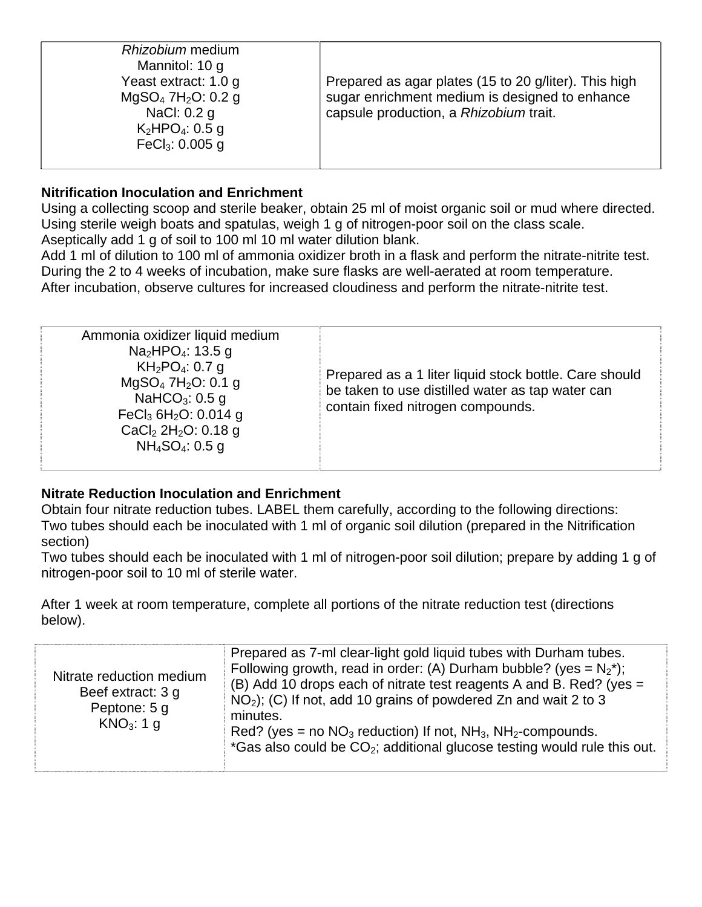| *Rhizobium* medium<br>Mannitol: 10 g<br>Yeast extract: 1.0 g<br>$MgSO_4$ $7H_2O$: 0.2 g<br>NaCl: 0.2 g<br>$K_2HPO_4$: 0.5 g<br>$FeCl_3$: 0.005 g | Prepared as agar plates (15 to 20 g/liter). This high sugar enrichment medium is designed to enhance capsule production, a *Rhizobium* trait. |
|---|---|

**Nitrification Inoculation and Enrichment**

Using a collecting scoop and sterile beaker, obtain 25 ml of moist organic soil or mud where directed.
Using sterile weigh boats and spatulas, weigh 1 g of nitrogen-poor soil on the class scale.
Aseptically add 1 g of soil to 100 ml 10 ml water dilution blank.
Add 1 ml of dilution to 100 ml of ammonia oxidizer broth in a flask and perform the nitrate-nitrite test.
During the 2 to 4 weeks of incubation, make sure flasks are well-aerated at room temperature.
After incubation, observe cultures for increased cloudiness and perform the nitrate-nitrite test.

| Ammonia oxidizer liquid medium<br>$Na_2HPO_4$: 13.5 g<br>$KH_2PO_4$: 0.7 g<br>$MgSO_4$ $7H_2O$: 0.1 g<br>$NaHCO_3$: 0.5 g<br>$FeCl_3$ $6H_2O$: 0.014 g<br>$CaCl_2$ $2H_2O$: 0.18 g<br>$NH_4SO_4$: 0.5 g | Prepared as a 1 liter liquid stock bottle. Care should be taken to use distilled water as tap water can contain fixed nitrogen compounds. |
|---|---|

**Nitrate Reduction Inoculation and Enrichment**

Obtain four nitrate reduction tubes. LABEL them carefully, according to the following directions:
Two tubes should each be inoculated with 1 ml of organic soil dilution (prepared in the Nitrification section)
Two tubes should each be inoculated with 1 ml of nitrogen-poor soil dilution; prepare by adding 1 g of nitrogen-poor soil to 10 ml of sterile water.

After 1 week at room temperature, complete all portions of the nitrate reduction test (directions below).

| Nitrate reduction medium<br>Beef extract: 3 g<br>Peptone: 5 g<br>$KNO_3$: 1 g | Prepared as 7-ml clear-light gold liquid tubes with Durham tubes. Following growth, read in order: (A) Durham bubble? (yes = $N_2$*); (B) Add 10 drops each of nitrate test reagents A and B. Red? (yes = $NO_2$); (C) If not, add 10 grains of powdered Zn and wait 2 to 3 minutes.<br>Red? (yes = no $NO_3$ reduction) If not, $NH_3$, $NH_2$-compounds.<br>*Gas also could be $CO_2$; additional glucose testing would rule this out. |
|---|---|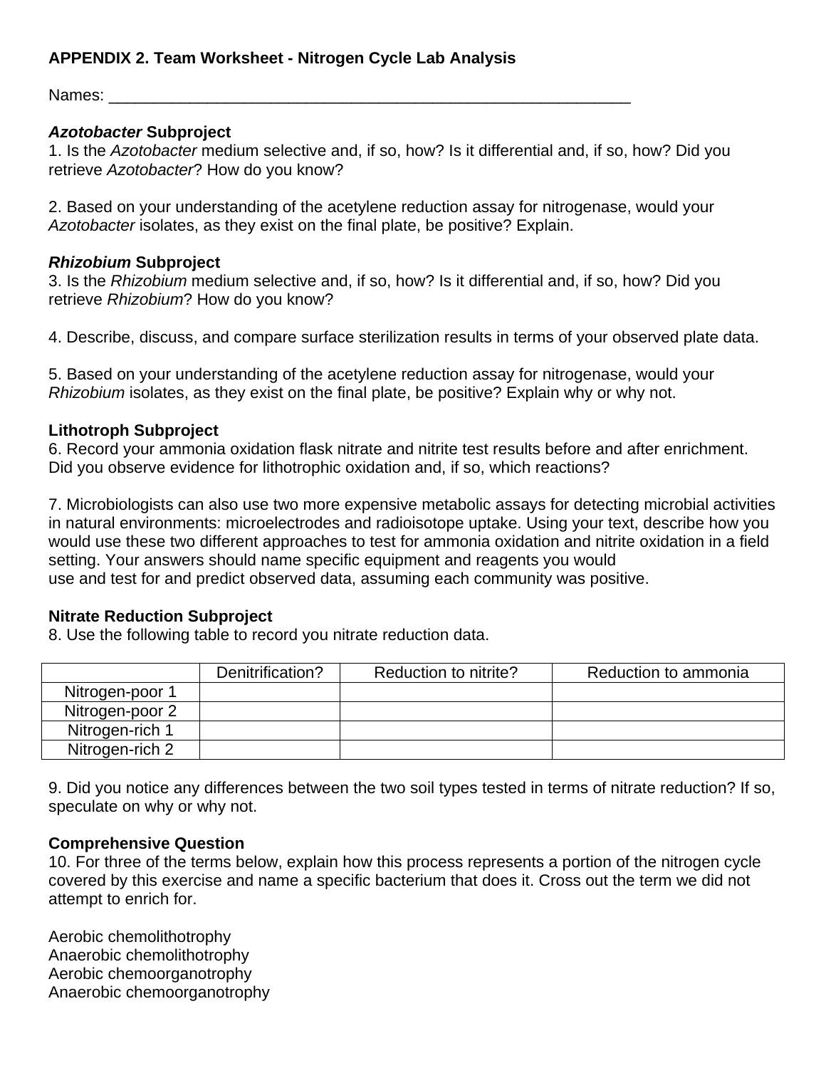**APPENDIX 2. Team Worksheet - Nitrogen Cycle Lab Analysis**

Names: ____________________________________________________________

***Azotobacter* Subproject**

1. Is the *Azotobacter* medium selective and, if so, how? Is it differential and, if so, how? Did you retrieve *Azotobacter*? How do you know?

2. Based on your understanding of the acetylene reduction assay for nitrogenase, would your *Azotobacter* isolates, as they exist on the final plate, be positive? Explain.

***Rhizobium* Subproject**

3. Is the *Rhizobium* medium selective and, if so, how? Is it differential and, if so, how? Did you retrieve *Rhizobium*? How do you know?

4. Describe, discuss, and compare surface sterilization results in terms of your observed plate data.

5. Based on your understanding of the acetylene reduction assay for nitrogenase, would your *Rhizobium* isolates, as they exist on the final plate, be positive? Explain why or why not.

**Lithotroph Subproject**

6. Record your ammonia oxidation flask nitrate and nitrite test results before and after enrichment. Did you observe evidence for lithotrophic oxidation and, if so, which reactions?

7. Microbiologists can also use two more expensive metabolic assays for detecting microbial activities in natural environments: microelectrodes and radioisotope uptake. Using your text, describe how you would use these two different approaches to test for ammonia oxidation and nitrite oxidation in a field setting. Your answers should name specific equipment and reagents you would use and test for and predict observed data, assuming each community was positive.

**Nitrate Reduction Subproject**

8. Use the following table to record you nitrate reduction data.

| | Denitrification? | Reduction to nitrite? | Reduction to ammonia |
|---|---|---|---|
| Nitrogen-poor 1 | | | |
| Nitrogen-poor 2 | | | |
| Nitrogen-rich 1 | | | |
| Nitrogen-rich 2 | | | |

9. Did you notice any differences between the two soil types tested in terms of nitrate reduction? If so, speculate on why or why not.

**Comprehensive Question**

10. For three of the terms below, explain how this process represents a portion of the nitrogen cycle covered by this exercise and name a specific bacterium that does it. Cross out the term we did not attempt to enrich for.

Aerobic chemolithotrophy
Anaerobic chemolithotrophy
Aerobic chemoorganotrophy
Anaerobic chemoorganotrophy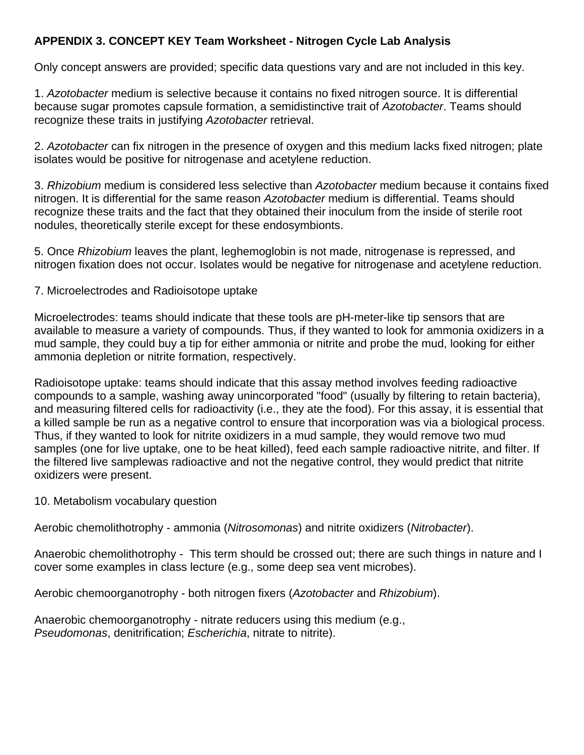**APPENDIX 3. CONCEPT KEY Team Worksheet - Nitrogen Cycle Lab Analysis**

Only concept answers are provided; specific data questions vary and are not included in this key.

1. *Azotobacter* medium is selective because it contains no fixed nitrogen source. It is differential because sugar promotes capsule formation, a semidistinctive trait of *Azotobacter*. Teams should recognize these traits in justifying *Azotobacter* retrieval.

2. *Azotobacter* can fix nitrogen in the presence of oxygen and this medium lacks fixed nitrogen; plate isolates would be positive for nitrogenase and acetylene reduction.

3. *Rhizobium* medium is considered less selective than *Azotobacter* medium because it contains fixed nitrogen. It is differential for the same reason *Azotobacter* medium is differential. Teams should recognize these traits and the fact that they obtained their inoculum from the inside of sterile root nodules, theoretically sterile except for these endosymbionts.

5. Once *Rhizobium* leaves the plant, leghemoglobin is not made, nitrogenase is repressed, and nitrogen fixation does not occur. Isolates would be negative for nitrogenase and acetylene reduction.

7. Microelectrodes and Radioisotope uptake

Microelectrodes: teams should indicate that these tools are pH-meter-like tip sensors that are available to measure a variety of compounds. Thus, if they wanted to look for ammonia oxidizers in a mud sample, they could buy a tip for either ammonia or nitrite and probe the mud, looking for either ammonia depletion or nitrite formation, respectively.

Radioisotope uptake: teams should indicate that this assay method involves feeding radioactive compounds to a sample, washing away unincorporated "food" (usually by filtering to retain bacteria), and measuring filtered cells for radioactivity (i.e., they ate the food). For this assay, it is essential that a killed sample be run as a negative control to ensure that incorporation was via a biological process. Thus, if they wanted to look for nitrite oxidizers in a mud sample, they would remove two mud samples (one for live uptake, one to be heat killed), feed each sample radioactive nitrite, and filter. If the filtered live samplewas radioactive and not the negative control, they would predict that nitrite oxidizers were present.

10. Metabolism vocabulary question

Aerobic chemolithotrophy - ammonia (*Nitrosomonas*) and nitrite oxidizers (*Nitrobacter*).

Anaerobic chemolithotrophy - This term should be crossed out; there are such things in nature and I cover some examples in class lecture (e.g., some deep sea vent microbes).

Aerobic chemoorganotrophy - both nitrogen fixers (*Azotobacter* and *Rhizobium*).

Anaerobic chemoorganotrophy - nitrate reducers using this medium (e.g., *Pseudomonas*, denitrification; *Escherichia*, nitrate to nitrite).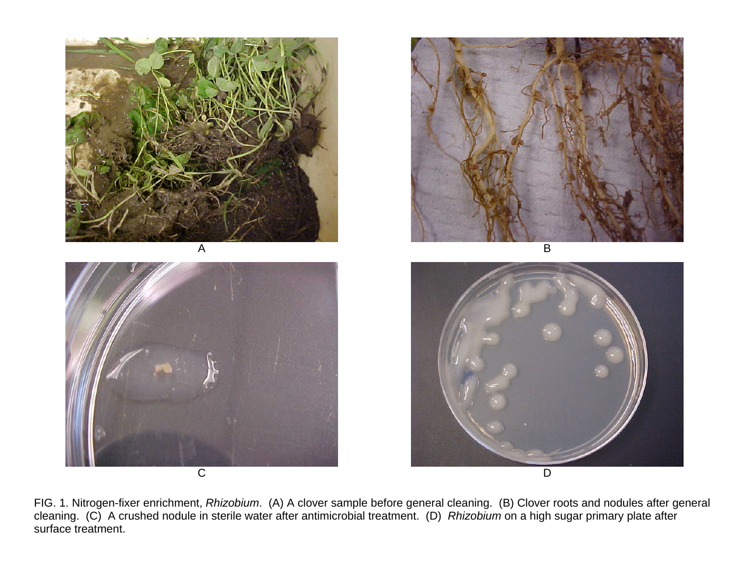A

B

C

D

FIG. 1. Nitrogen-fixer enrichment, *Rhizobium*. (A) A clover sample before general cleaning. (B) Clover roots and nodules after general cleaning. (C) A crushed nodule in sterile water after antimicrobial treatment. (D) *Rhizobium* on a high sugar primary plate after surface treatment.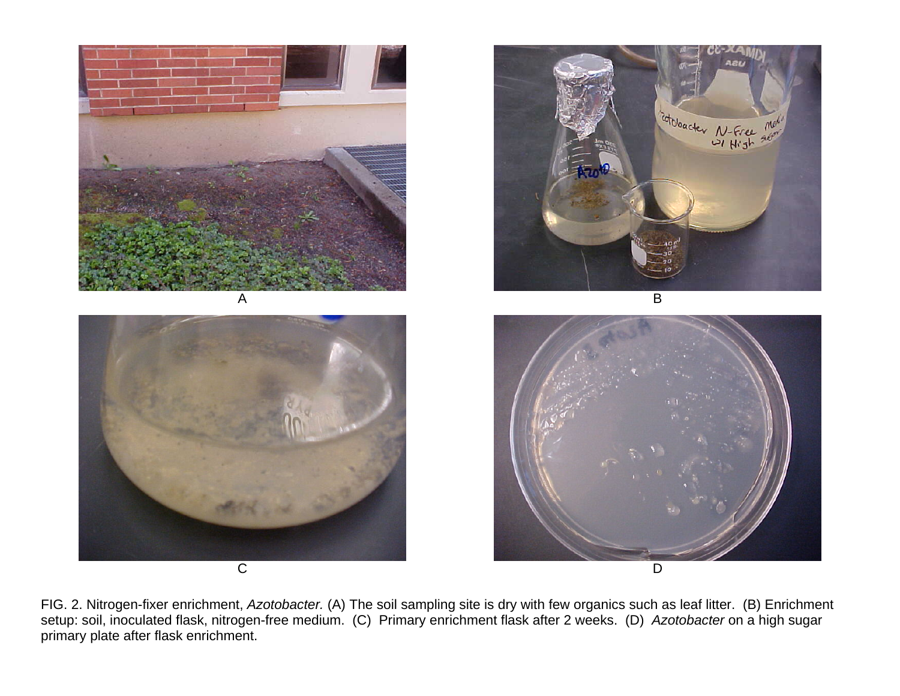A

B

C

D

FIG. 2. Nitrogen-fixer enrichment, *Azotobacter.* (A) The soil sampling site is dry with few organics such as leaf litter. (B) Enrichment setup: soil, inoculated flask, nitrogen-free medium. (C) Primary enrichment flask after 2 weeks. (D) *Azotobacter* on a high sugar primary plate after flask enrichment.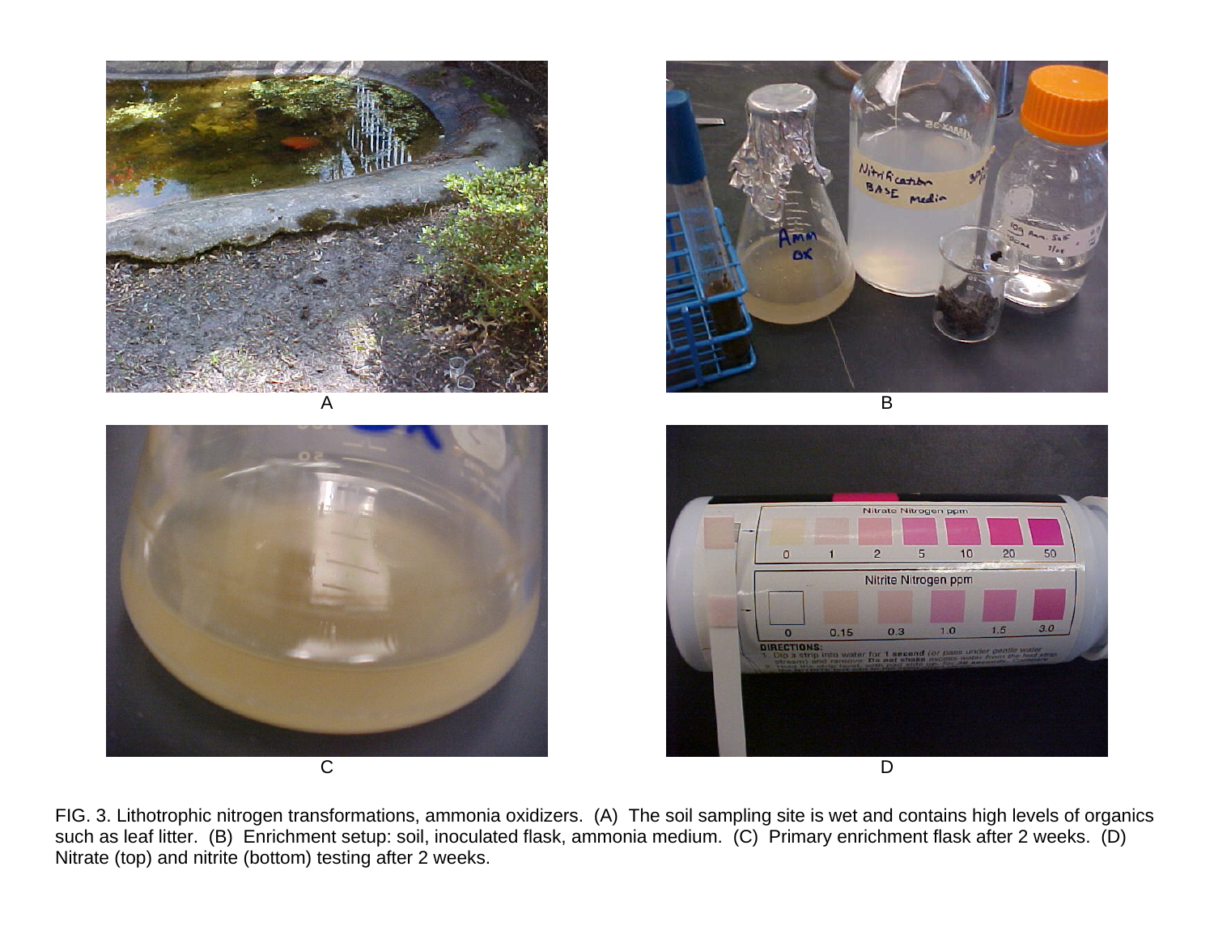FIG. 3. Lithotrophic nitrogen transformations, ammonia oxidizers. (A) The soil sampling site is wet and contains high levels of organics such as leaf litter. (B) Enrichment setup: soil, inoculated flask, ammonia medium. (C) Primary enrichment flask after 2 weeks. (D) Nitrate (top) and nitrite (bottom) testing after 2 weeks.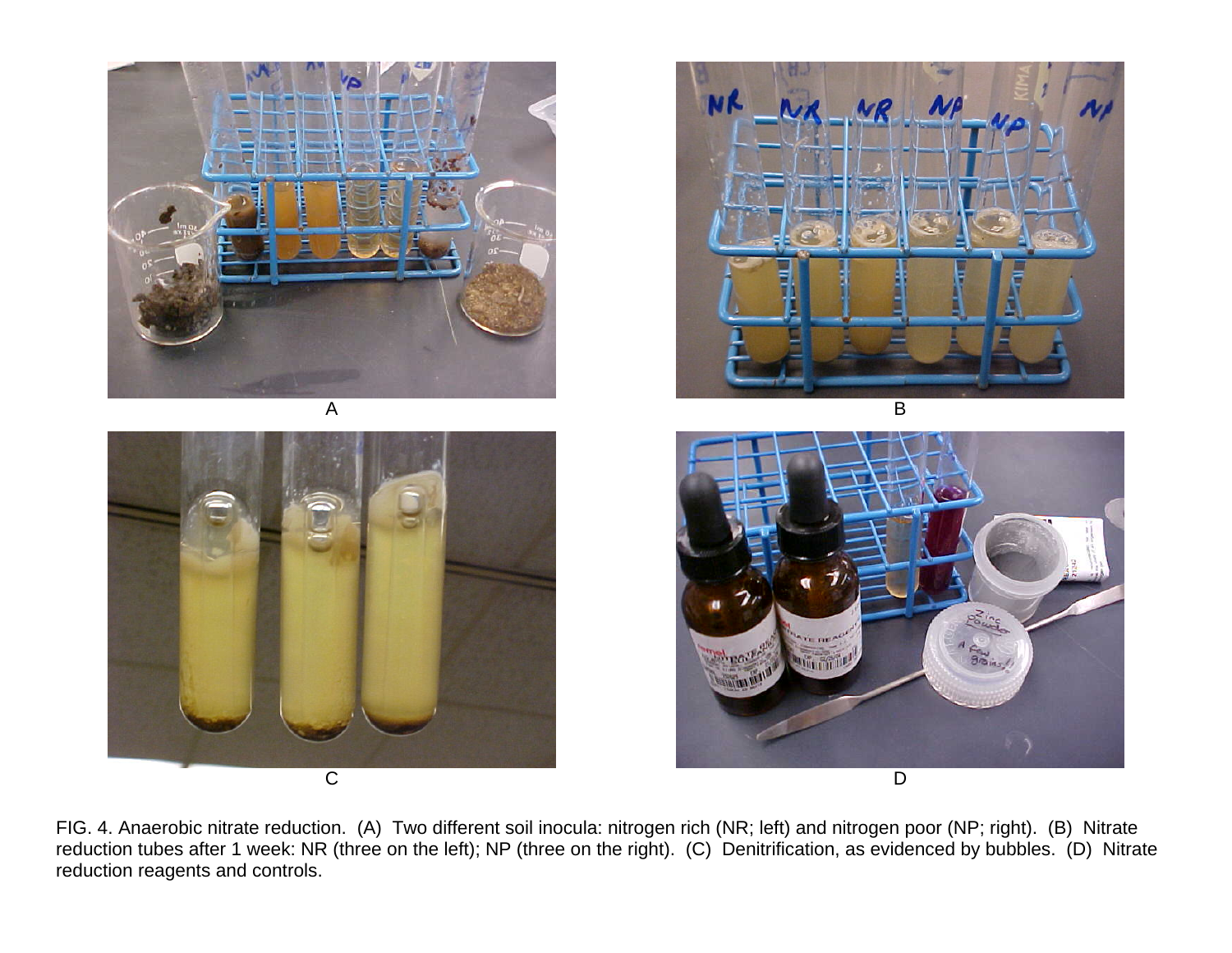A

B

C

D

FIG. 4. Anaerobic nitrate reduction. (A) Two different soil inocula: nitrogen rich (NR; left) and nitrogen poor (NP; right). (B) Nitrate reduction tubes after 1 week: NR (three on the left); NP (three on the right). (C) Denitrification, as evidenced by bubbles. (D) Nitrate reduction reagents and controls.